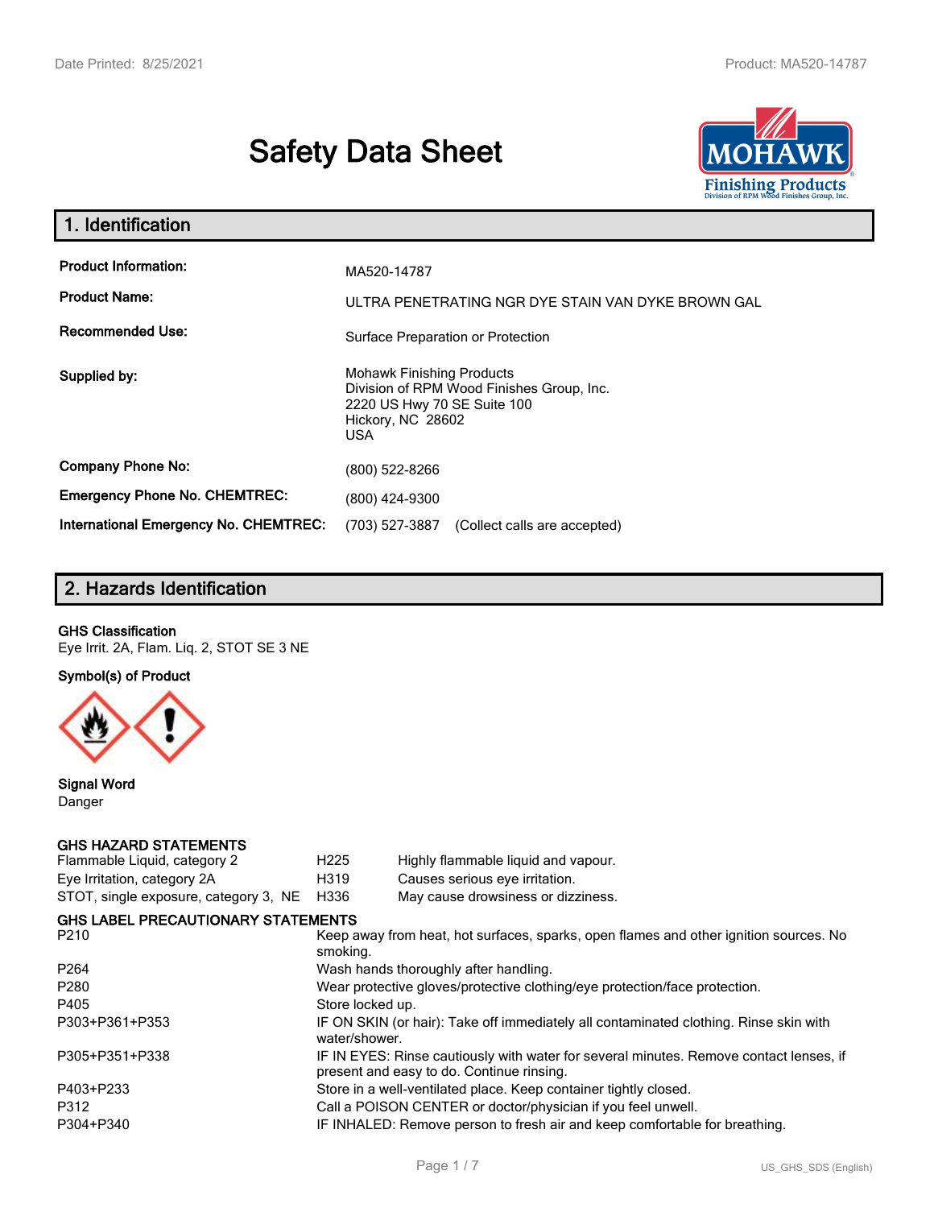# Safety Data Sheet

## 1. Identification

| | |
|---|---|
| **Product Information:** | MA520-14787 |
| **Product Name:** | ULTRA PENETRATING NGR DYE STAIN VAN DYKE BROWN GAL |
| **Recommended Use:** | Surface Preparation or Protection |
| **Supplied by:** | Mohawk Finishing Products<br>Division of RPM Wood Finishes Group, Inc.<br>2220 US Hwy 70 SE Suite 100<br>Hickory, NC 28602<br>USA |
| **Company Phone No:** | (800) 522-8266 |
| **Emergency Phone No. CHEMTREC:** | (800) 424-9300 |
| **International Emergency No. CHEMTREC:** | (703) 527-3887 (Collect calls are accepted) |

## 2. Hazards Identification

**GHS Classification**
Eye Irrit. 2A, Flam. Liq. 2, STOT SE 3 NE

**Symbol(s) of Product**

**Signal Word**
Danger

**GHS HAZARD STATEMENTS**

| | | |
|---|---|---|
| Flammable Liquid, category 2 | H225 | Highly flammable liquid and vapour. |
| Eye Irritation, category 2A | H319 | Causes serious eye irritation. |
| STOT, single exposure, category 3, NE | H336 | May cause drowsiness or dizziness. |

**GHS LABEL PRECAUTIONARY STATEMENTS**

| | |
|---|---|
| P210 | Keep away from heat, hot surfaces, sparks, open flames and other ignition sources. No smoking. |
| P264 | Wash hands thoroughly after handling. |
| P280 | Wear protective gloves/protective clothing/eye protection/face protection. |
| P405 | Store locked up. |
| P303+P361+P353 | IF ON SKIN (or hair): Take off immediately all contaminated clothing. Rinse skin with water/shower. |
| P305+P351+P338 | IF IN EYES: Rinse cautiously with water for several minutes. Remove contact lenses, if present and easy to do. Continue rinsing. |
| P403+P233 | Store in a well-ventilated place. Keep container tightly closed. |
| P312 | Call a POISON CENTER or doctor/physician if you feel unwell. |
| P304+P340 | IF INHALED: Remove person to fresh air and keep comfortable for breathing. |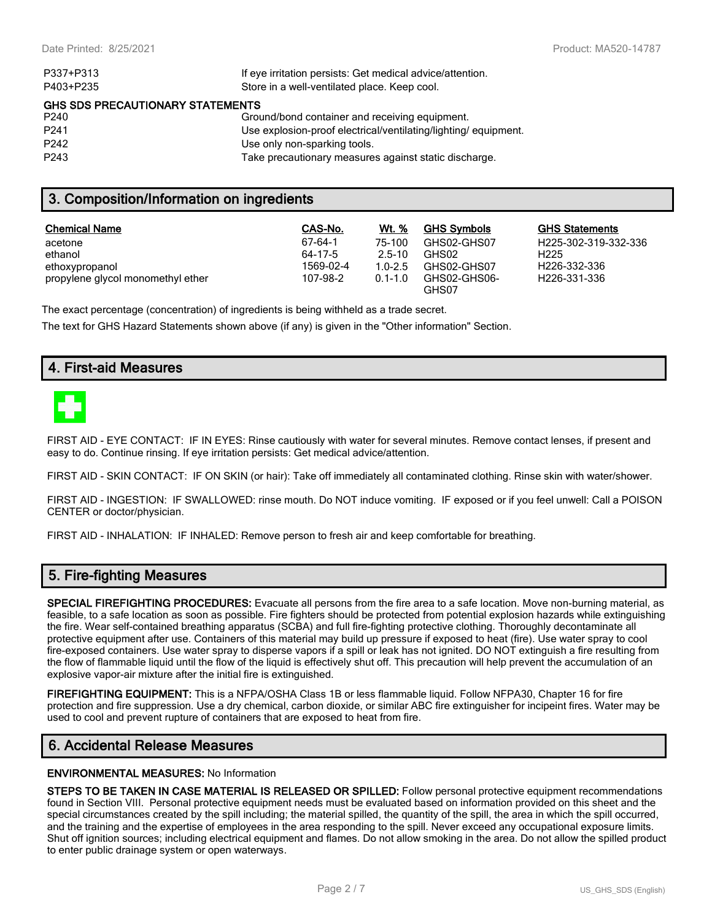| | |
|---|---|
| P337+P313 | If eye irritation persists: Get medical advice/attention. |
| P403+P235 | Store in a well-ventilated place. Keep cool. |

**GHS SDS PRECAUTIONARY STATEMENTS**

| | |
|---|---|
| P240 | Ground/bond container and receiving equipment. |
| P241 | Use explosion-proof electrical/ventilating/lighting/ equipment. |
| P242 | Use only non-sparking tools. |
| P243 | Take precautionary measures against static discharge. |

## 3. Composition/Information on ingredients

| Chemical Name | CAS-No. | Wt. % | GHS Symbols | GHS Statements |
|---|---|---|---|---|
| acetone | 67-64-1 | 75-100 | GHS02-GHS07 | H225-302-319-332-336 |
| ethanol | 64-17-5 | 2.5-10 | GHS02 | H225 |
| ethoxypropanol | 1569-02-4 | 1.0-2.5 | GHS02-GHS07 | H226-332-336 |
| propylene glycol monomethyl ether | 107-98-2 | 0.1-1.0 | GHS02-GHS06-GHS07 | H226-331-336 |

The exact percentage (concentration) of ingredients is being withheld as a trade secret.

The text for GHS Hazard Statements shown above (if any) is given in the "Other information" Section.

## 4. First-aid Measures

FIRST AID - EYE CONTACT: IF IN EYES: Rinse cautiously with water for several minutes. Remove contact lenses, if present and easy to do. Continue rinsing. If eye irritation persists: Get medical advice/attention.

FIRST AID - SKIN CONTACT: IF ON SKIN (or hair): Take off immediately all contaminated clothing. Rinse skin with water/shower.

FIRST AID - INGESTION: IF SWALLOWED: rinse mouth. Do NOT induce vomiting. IF exposed or if you feel unwell: Call a POISON CENTER or doctor/physician.

FIRST AID - INHALATION: IF INHALED: Remove person to fresh air and keep comfortable for breathing.

## 5. Fire-fighting Measures

**SPECIAL FIREFIGHTING PROCEDURES:** Evacuate all persons from the fire area to a safe location. Move non-burning material, as feasible, to a safe location as soon as possible. Fire fighters should be protected from potential explosion hazards while extinguishing the fire. Wear self-contained breathing apparatus (SCBA) and full fire-fighting protective clothing. Thoroughly decontaminate all protective equipment after use. Containers of this material may build up pressure if exposed to heat (fire). Use water spray to cool fire-exposed containers. Use water spray to disperse vapors if a spill or leak has not ignited. DO NOT extinguish a fire resulting from the flow of flammable liquid until the flow of the liquid is effectively shut off. This precaution will help prevent the accumulation of an explosive vapor-air mixture after the initial fire is extinguished.

**FIREFIGHTING EQUIPMENT:** This is a NFPA/OSHA Class 1B or less flammable liquid. Follow NFPA30, Chapter 16 for fire protection and fire suppression. Use a dry chemical, carbon dioxide, or similar ABC fire extinguisher for incipeint fires. Water may be used to cool and prevent rupture of containers that are exposed to heat from fire.

## 6. Accidental Release Measures

**ENVIRONMENTAL MEASURES:** No Information

**STEPS TO BE TAKEN IN CASE MATERIAL IS RELEASED OR SPILLED:** Follow personal protective equipment recommendations found in Section VIII. Personal protective equipment needs must be evaluated based on information provided on this sheet and the special circumstances created by the spill including; the material spilled, the quantity of the spill, the area in which the spill occurred, and the training and the expertise of employees in the area responding to the spill. Never exceed any occupational exposure limits. Shut off ignition sources; including electrical equipment and flames. Do not allow smoking in the area. Do not allow the spilled product to enter public drainage system or open waterways.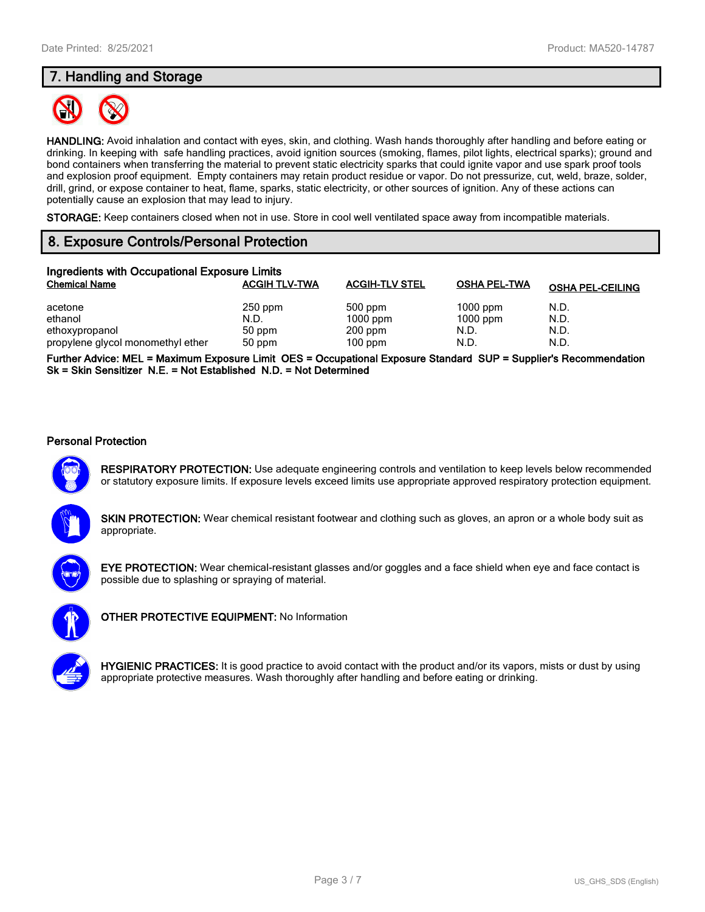## 7. Handling and Storage

**HANDLING:** Avoid inhalation and contact with eyes, skin, and clothing. Wash hands thoroughly after handling and before eating or drinking. In keeping with safe handling practices, avoid ignition sources (smoking, flames, pilot lights, electrical sparks); ground and bond containers when transferring the material to prevent static electricity sparks that could ignite vapor and use spark proof tools and explosion proof equipment. Empty containers may retain product residue or vapor. Do not pressurize, cut, weld, braze, solder, drill, grind, or expose container to heat, flame, sparks, static electricity, or other sources of ignition. Any of these actions can potentially cause an explosion that may lead to injury.

**STORAGE:** Keep containers closed when not in use. Store in cool well ventilated space away from incompatible materials.

## 8. Exposure Controls/Personal Protection

### Ingredients with Occupational Exposure Limits

| Chemical Name | ACGIH TLV-TWA | ACGIH-TLV STEL | OSHA PEL-TWA | OSHA PEL-CEILING |
|---|---|---|---|---|
| acetone | 250 ppm | 500 ppm | 1000 ppm | N.D. |
| ethanol | N.D. | 1000 ppm | 1000 ppm | N.D. |
| ethoxypropanol | 50 ppm | 200 ppm | N.D. | N.D. |
| propylene glycol monomethyl ether | 50 ppm | 100 ppm | N.D. | N.D. |

**Further Advice: MEL = Maximum Exposure Limit OES = Occupational Exposure Standard SUP = Supplier's Recommendation Sk = Skin Sensitizer N.E. = Not Established N.D. = Not Determined**

### Personal Protection

**RESPIRATORY PROTECTION:** Use adequate engineering controls and ventilation to keep levels below recommended or statutory exposure limits. If exposure levels exceed limits use appropriate approved respiratory protection equipment.

**SKIN PROTECTION:** Wear chemical resistant footwear and clothing such as gloves, an apron or a whole body suit as appropriate.

**EYE PROTECTION:** Wear chemical-resistant glasses and/or goggles and a face shield when eye and face contact is possible due to splashing or spraying of material.

**OTHER PROTECTIVE EQUIPMENT:** No Information

**HYGIENIC PRACTICES:** It is good practice to avoid contact with the product and/or its vapors, mists or dust by using appropriate protective measures. Wash thoroughly after handling and before eating or drinking.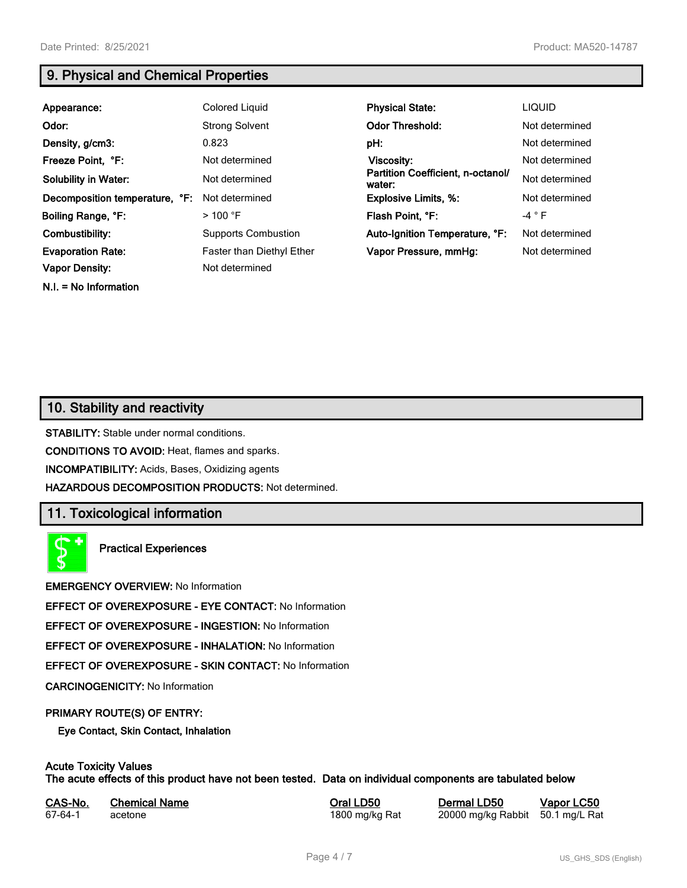## 9. Physical and Chemical Properties

| | | | |
|---|---|---|---|
| **Appearance:** | Colored Liquid | **Physical State:** | LIQUID |
| **Odor:** | Strong Solvent | **Odor Threshold:** | Not determined |
| **Density, g/cm3:** | 0.823 | **pH:** | Not determined |
| **Freeze Point, °F:** | Not determined | **Viscosity:** | Not determined |
| **Solubility in Water:** | Not determined | **Partition Coefficient, n-octanol/ water:** | Not determined |
| **Decomposition temperature, °F:** | Not determined | **Explosive Limits, %:** | Not determined |
| **Boiling Range, °F:** | > 100 °F | **Flash Point, °F:** | -4 ° F |
| **Combustibility:** | Supports Combustion | **Auto-Ignition Temperature, °F:** | Not determined |
| **Evaporation Rate:** | Faster than Diethyl Ether | **Vapor Pressure, mmHg:** | Not determined |
| **Vapor Density:** | Not determined | | |

**N.I. = No Information**

## 10. Stability and reactivity

**STABILITY:** Stable under normal conditions.

**CONDITIONS TO AVOID:** Heat, flames and sparks.

**INCOMPATIBILITY:** Acids, Bases, Oxidizing agents

**HAZARDOUS DECOMPOSITION PRODUCTS:** Not determined.

## 11. Toxicological information

**Practical Experiences**

**EMERGENCY OVERVIEW:** No Information

**EFFECT OF OVEREXPOSURE - EYE CONTACT:** No Information

**EFFECT OF OVEREXPOSURE - INGESTION:** No Information

**EFFECT OF OVEREXPOSURE - INHALATION:** No Information

**EFFECT OF OVEREXPOSURE - SKIN CONTACT:** No Information

**CARCINOGENICITY:** No Information

**PRIMARY ROUTE(S) OF ENTRY:**

**Eye Contact, Skin Contact, Inhalation**

**Acute Toxicity Values**
**The acute effects of this product have not been tested. Data on individual components are tabulated below**

| CAS-No. | Chemical Name | Oral LD50 | Dermal LD50 | Vapor LC50 |
|---|---|---|---|---|
| 67-64-1 | acetone | 1800 mg/kg Rat | 20000 mg/kg Rabbit | 50.1 mg/L Rat |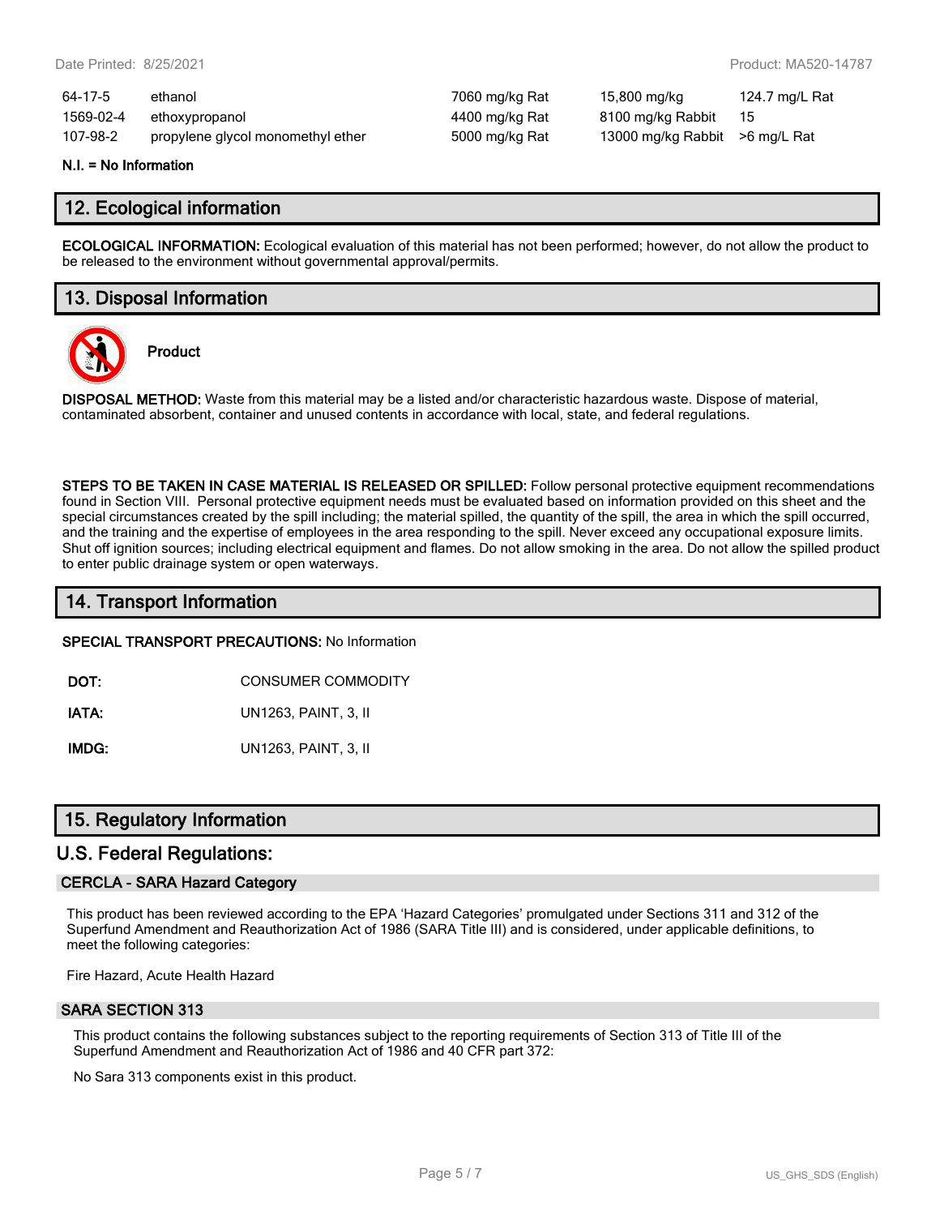| | | | | |
|---|---|---|---|---|
| 64-17-5 | ethanol | 7060 mg/kg Rat | 15,800 mg/kg | 124.7 mg/L Rat |
| 1569-02-4 | ethoxypropanol | 4400 mg/kg Rat | 8100 mg/kg Rabbit | 15 |
| 107-98-2 | propylene glycol monomethyl ether | 5000 mg/kg Rat | 13000 mg/kg Rabbit | >6 mg/L Rat |

**N.I. = No Information**

## 12. Ecological information

**ECOLOGICAL INFORMATION:** Ecological evaluation of this material has not been performed; however, do not allow the product to be released to the environment without governmental approval/permits.

## 13. Disposal Information

**Product**

**DISPOSAL METHOD:** Waste from this material may be a listed and/or characteristic hazardous waste. Dispose of material, contaminated absorbent, container and unused contents in accordance with local, state, and federal regulations.

**STEPS TO BE TAKEN IN CASE MATERIAL IS RELEASED OR SPILLED:** Follow personal protective equipment recommendations found in Section VIII. Personal protective equipment needs must be evaluated based on information provided on this sheet and the special circumstances created by the spill including; the material spilled, the quantity of the spill, the area in which the spill occurred, and the training and the expertise of employees in the area responding to the spill. Never exceed any occupational exposure limits. Shut off ignition sources; including electrical equipment and flames. Do not allow smoking in the area. Do not allow the spilled product to enter public drainage system or open waterways.

## 14. Transport Information

**SPECIAL TRANSPORT PRECAUTIONS:** No Information

| | |
|---|---|
| **DOT:** | CONSUMER COMMODITY |
| **IATA:** | UN1263, PAINT, 3, II |
| **IMDG:** | UN1263, PAINT, 3, II |

## 15. Regulatory Information

## U.S. Federal Regulations:

### CERCLA - SARA Hazard Category

This product has been reviewed according to the EPA 'Hazard Categories' promulgated under Sections 311 and 312 of the Superfund Amendment and Reauthorization Act of 1986 (SARA Title III) and is considered, under applicable definitions, to meet the following categories:

Fire Hazard, Acute Health Hazard

### SARA SECTION 313

This product contains the following substances subject to the reporting requirements of Section 313 of Title III of the Superfund Amendment and Reauthorization Act of 1986 and 40 CFR part 372:

No Sara 313 components exist in this product.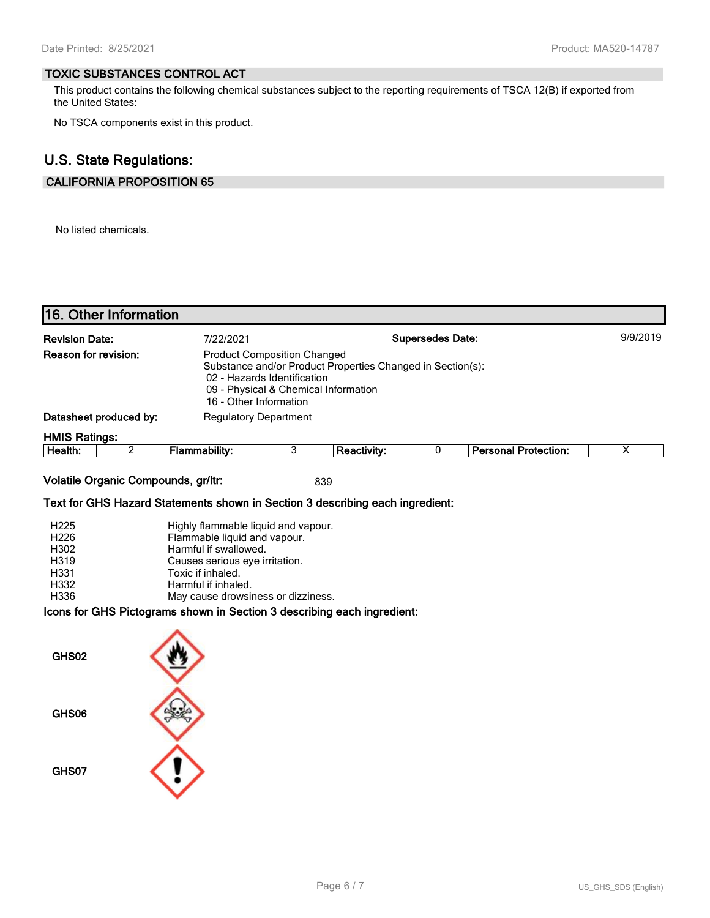## TOXIC SUBSTANCES CONTROL ACT

This product contains the following chemical substances subject to the reporting requirements of TSCA 12(B) if exported from the United States:

No TSCA components exist in this product.

## U.S. State Regulations:

### CALIFORNIA PROPOSITION 65

No listed chemicals.

## 16. Other Information

**Revision Date:** 7/22/2021 **Supersedes Date:** 9/9/2019

**Reason for revision:** Product Composition Changed
Substance and/or Product Properties Changed in Section(s):
02 - Hazards Identification
09 - Physical & Chemical Information
16 - Other Information

**Datasheet produced by:** Regulatory Department

**HMIS Ratings:**

| Health: | 2 | Flammability: | 3 | Reactivity: | 0 | Personal Protection: | X |
|---|---|---|---|---|---|---|---|

**Volatile Organic Compounds, gr/ltr:** 839

**Text for GHS Hazard Statements shown in Section 3 describing each ingredient:**

| | |
|---|---|
| H225 | Highly flammable liquid and vapour. |
| H226 | Flammable liquid and vapour. |
| H302 | Harmful if swallowed. |
| H319 | Causes serious eye irritation. |
| H331 | Toxic if inhaled. |
| H332 | Harmful if inhaled. |
| H336 | May cause drowsiness or dizziness. |

**Icons for GHS Pictograms shown in Section 3 describing each ingredient:**

GHS02

GHS06

GHS07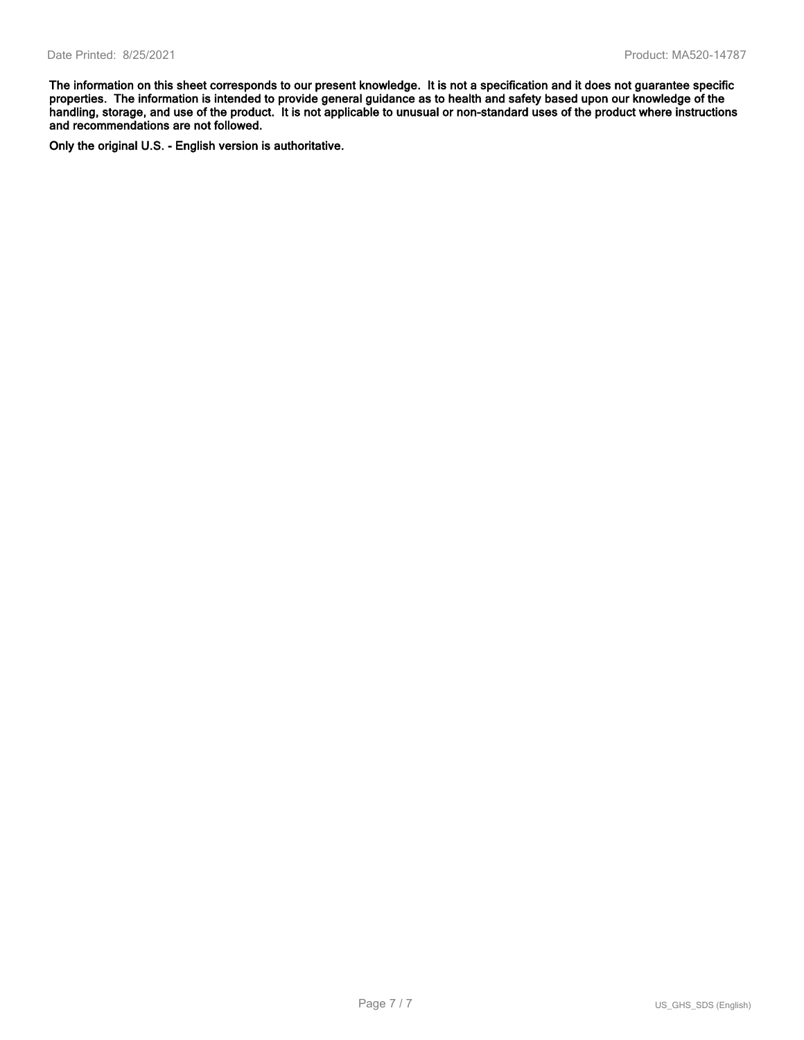**The information on this sheet corresponds to our present knowledge. It is not a specification and it does not guarantee specific properties. The information is intended to provide general guidance as to health and safety based upon our knowledge of the handling, storage, and use of the product. It is not applicable to unusual or non-standard uses of the product where instructions and recommendations are not followed.**

**Only the original U.S. - English version is authoritative.**